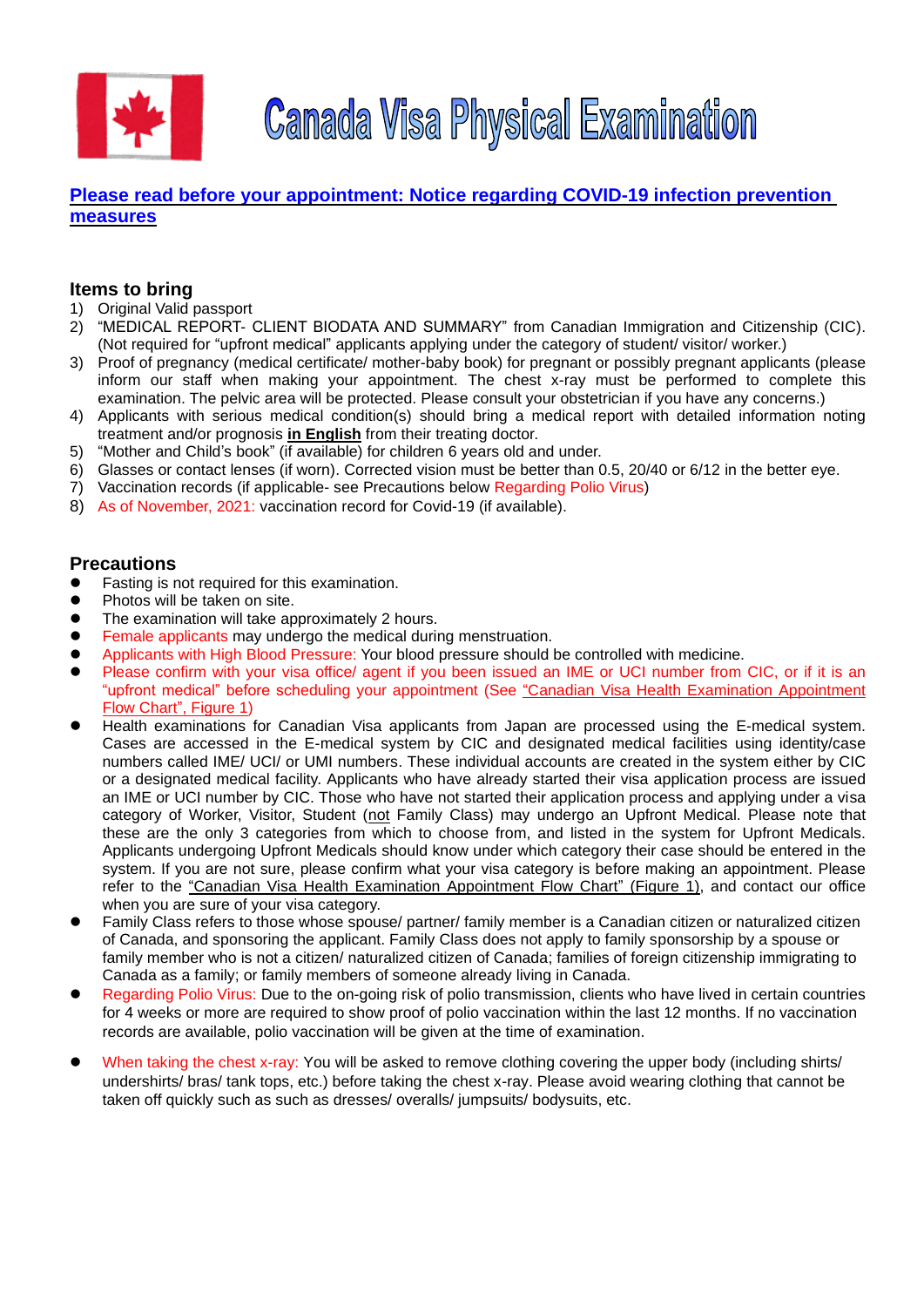# Canada Visa Physical Examination

**[Please read before your appointment: Notice regarding COVID-19 infection prevention measures]**

## Items to bring

1) Original Valid passport
2) "MEDICAL REPORT- CLIENT BIODATA AND SUMMARY" from Canadian Immigration and Citizenship (CIC). (Not required for "upfront medical" applicants applying under the category of student/ visitor/ worker.)
3) Proof of pregnancy (medical certificate/ mother-baby book) for pregnant or possibly pregnant applicants (please inform our staff when making your appointment. The chest x-ray must be performed to complete this examination. The pelvic area will be protected. Please consult your obstetrician if you have any concerns.)
4) Applicants with serious medical condition(s) should bring a medical report with detailed information noting treatment and/or prognosis **in English** from their treating doctor.
5) "Mother and Child's book" (if available) for children 6 years old and under.
6) Glasses or contact lenses (if worn). Corrected vision must be better than 0.5, 20/40 or 6/12 in the better eye.
7) Vaccination records (if applicable- see Precautions below Regarding Polio Virus)
8) As of November, 2021: vaccination record for Covid-19 (if available).

## Precautions

- Fasting is not required for this examination.
- Photos will be taken on site.
- The examination will take approximately 2 hours.
- Female applicants may undergo the medical during menstruation.
- Applicants with High Blood Pressure: Your blood pressure should be controlled with medicine.
- Please confirm with your visa office/ agent if you been issued an IME or UCI number from CIC, or if it is an "upfront medical" before scheduling your appointment (See "Canadian Visa Health Examination Appointment Flow Chart", Figure 1)
- Health examinations for Canadian Visa applicants from Japan are processed using the E-medical system. Cases are accessed in the E-medical system by CIC and designated medical facilities using identity/case numbers called IME/ UCI/ or UMI numbers. These individual accounts are created in the system either by CIC or a designated medical facility. Applicants who have already started their visa application process are issued an IME or UCI number by CIC. Those who have not started their application process and applying under a visa category of Worker, Visitor, Student (not Family Class) may undergo an Upfront Medical. Please note that these are the only 3 categories from which to choose from, and listed in the system for Upfront Medicals. Applicants undergoing Upfront Medicals should know under which category their case should be entered in the system. If you are not sure, please confirm what your visa category is before making an appointment. Please refer to the "Canadian Visa Health Examination Appointment Flow Chart" (Figure 1), and contact our office when you are sure of your visa category.
- Family Class refers to those whose spouse/ partner/ family member is a Canadian citizen or naturalized citizen of Canada, and sponsoring the applicant. Family Class does not apply to family sponsorship by a spouse or family member who is not a citizen/ naturalized citizen of Canada; families of foreign citizenship immigrating to Canada as a family; or family members of someone already living in Canada.
- Regarding Polio Virus: Due to the on-going risk of polio transmission, clients who have lived in certain countries for 4 weeks or more are required to show proof of polio vaccination within the last 12 months. If no vaccination records are available, polio vaccination will be given at the time of examination.
- When taking the chest x-ray: You will be asked to remove clothing covering the upper body (including shirts/ undershirts/ bras/ tank tops, etc.) before taking the chest x-ray. Please avoid wearing clothing that cannot be taken off quickly such as such as dresses/ overalls/ jumpsuits/ bodysuits, etc.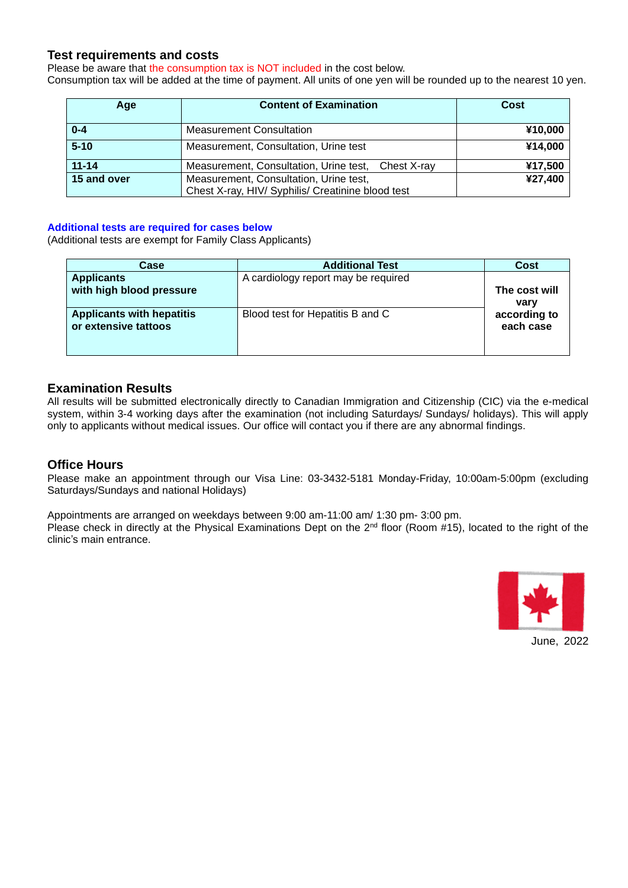## Test requirements and costs

Please be aware that the consumption tax is NOT included in the cost below.
Consumption tax will be added at the time of payment. All units of one yen will be rounded up to the nearest 10 yen.

| Age | Content of Examination | Cost |
|---|---|---|
| **0-4** | Measurement Consultation | **¥10,000** |
| **5-10** | Measurement, Consultation, Urine test | **¥14,000** |
| **11-14** | Measurement, Consultation, Urine test, Chest X-ray | **¥17,500** |
| **15 and over** | Measurement, Consultation, Urine test, Chest X-ray, HIV/ Syphilis/ Creatinine blood test | **¥27,400** |

**Additional tests are required for cases below**
(Additional tests are exempt for Family Class Applicants)

| Case | Additional Test | Cost |
|---|---|---|
| **Applicants with high blood pressure** | A cardiology report may be required | **The cost will vary according to each case** |
| **Applicants with hepatitis or extensive tattoos** | Blood test for Hepatitis B and C | |

## Examination Results

All results will be submitted electronically directly to Canadian Immigration and Citizenship (CIC) via the e-medical system, within 3-4 working days after the examination (not including Saturdays/ Sundays/ holidays). This will apply only to applicants without medical issues. Our office will contact you if there are any abnormal findings.

## Office Hours

Please make an appointment through our Visa Line: 03-3432-5181 Monday-Friday, 10:00am-5:00pm (excluding Saturdays/Sundays and national Holidays)

Appointments are arranged on weekdays between 9:00 am-11:00 am/ 1:30 pm- 3:00 pm.
Please check in directly at the Physical Examinations Dept on the 2nd floor (Room #15), located to the right of the clinic's main entrance.

June, 2022